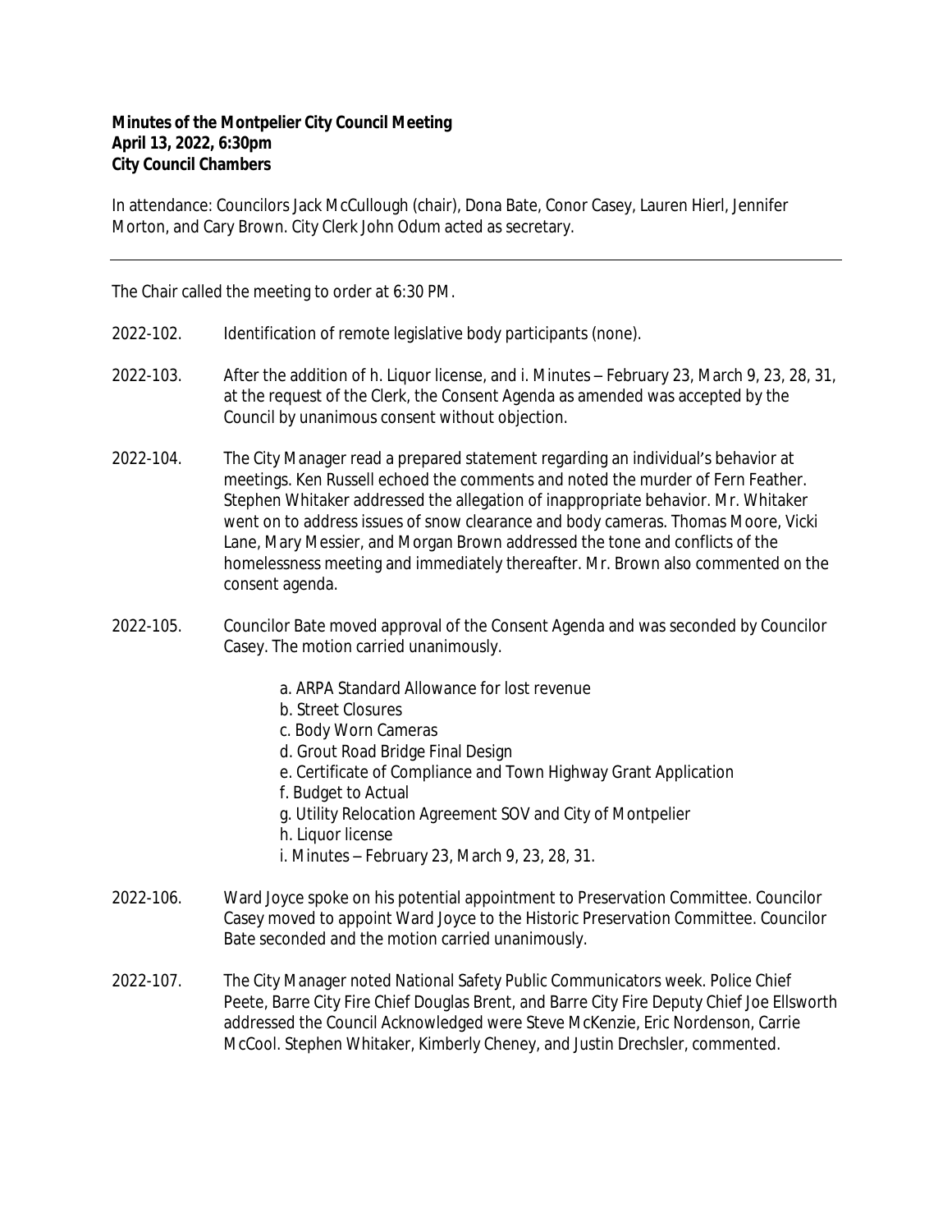**Minutes of the Montpelier City Council Meeting**
**April 13, 2022, 6:30pm**
**City Council Chambers**

In attendance: Councilors Jack McCullough (chair), Dona Bate, Conor Casey, Lauren Hierl, Jennifer Morton, and Cary Brown. City Clerk John Odum acted as secretary.

---

The Chair called the meeting to order at 6:30 PM.

2022-102. Identification of remote legislative body participants (none).

2022-103. After the addition of h. Liquor license, and i. Minutes – February 23, March 9, 23, 28, 31, at the request of the Clerk, the Consent Agenda as amended was accepted by the Council by unanimous consent without objection.

2022-104. The City Manager read a prepared statement regarding an individual's behavior at meetings. Ken Russell echoed the comments and noted the murder of Fern Feather. Stephen Whitaker addressed the allegation of inappropriate behavior. Mr. Whitaker went on to address issues of snow clearance and body cameras. Thomas Moore, Vicki Lane, Mary Messier, and Morgan Brown addressed the tone and conflicts of the homelessness meeting and immediately thereafter. Mr. Brown also commented on the consent agenda.

2022-105. Councilor Bate moved approval of the Consent Agenda and was seconded by Councilor Casey. The motion carried unanimously.

a. ARPA Standard Allowance for lost revenue
b. Street Closures
c. Body Worn Cameras
d. Grout Road Bridge Final Design
e. Certificate of Compliance and Town Highway Grant Application
f. Budget to Actual
g. Utility Relocation Agreement SOV and City of Montpelier
h. Liquor license
i. Minutes – February 23, March 9, 23, 28, 31.

2022-106. Ward Joyce spoke on his potential appointment to Preservation Committee. Councilor Casey moved to appoint Ward Joyce to the Historic Preservation Committee. Councilor Bate seconded and the motion carried unanimously.

2022-107. The City Manager noted National Safety Public Communicators week. Police Chief Peete, Barre City Fire Chief Douglas Brent, and Barre City Fire Deputy Chief Joe Ellsworth addressed the Council Acknowledged were Steve McKenzie, Eric Nordenson, Carrie McCool. Stephen Whitaker, Kimberly Cheney, and Justin Drechsler, commented.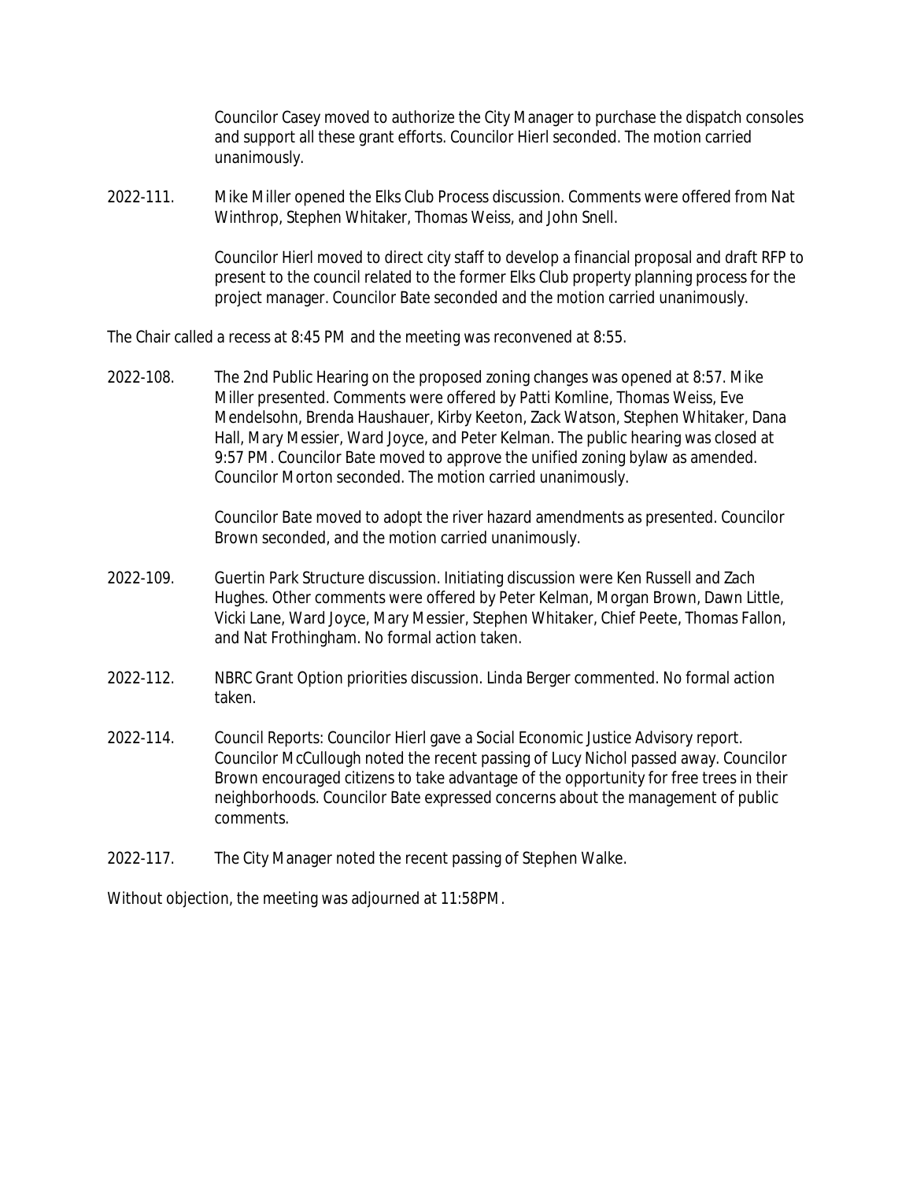Councilor Casey moved to authorize the City Manager to purchase the dispatch consoles and support all these grant efforts. Councilor Hierl seconded. The motion carried unanimously.

2022-111. Mike Miller opened the Elks Club Process discussion. Comments were offered from Nat Winthrop, Stephen Whitaker, Thomas Weiss, and John Snell.

Councilor Hierl moved to direct city staff to develop a financial proposal and draft RFP to present to the council related to the former Elks Club property planning process for the project manager. Councilor Bate seconded and the motion carried unanimously.

The Chair called a recess at 8:45 PM and the meeting was reconvened at 8:55.

2022-108. The 2nd Public Hearing on the proposed zoning changes was opened at 8:57. Mike Miller presented. Comments were offered by Patti Komline, Thomas Weiss, Eve Mendelsohn, Brenda Haushauer, Kirby Keeton, Zack Watson, Stephen Whitaker, Dana Hall, Mary Messier, Ward Joyce, and Peter Kelman. The public hearing was closed at 9:57 PM. Councilor Bate moved to approve the unified zoning bylaw as amended. Councilor Morton seconded. The motion carried unanimously.

Councilor Bate moved to adopt the river hazard amendments as presented. Councilor Brown seconded, and the motion carried unanimously.

2022-109. Guertin Park Structure discussion. Initiating discussion were Ken Russell and Zach Hughes. Other comments were offered by Peter Kelman, Morgan Brown, Dawn Little, Vicki Lane, Ward Joyce, Mary Messier, Stephen Whitaker, Chief Peete, Thomas Fallon, and Nat Frothingham. No formal action taken.

2022-112. NBRC Grant Option priorities discussion. Linda Berger commented. No formal action taken.

2022-114. Council Reports: Councilor Hierl gave a Social Economic Justice Advisory report. Councilor McCullough noted the recent passing of Lucy Nichol passed away. Councilor Brown encouraged citizens to take advantage of the opportunity for free trees in their neighborhoods. Councilor Bate expressed concerns about the management of public comments.

2022-117. The City Manager noted the recent passing of Stephen Walke.

Without objection, the meeting was adjourned at 11:58PM.